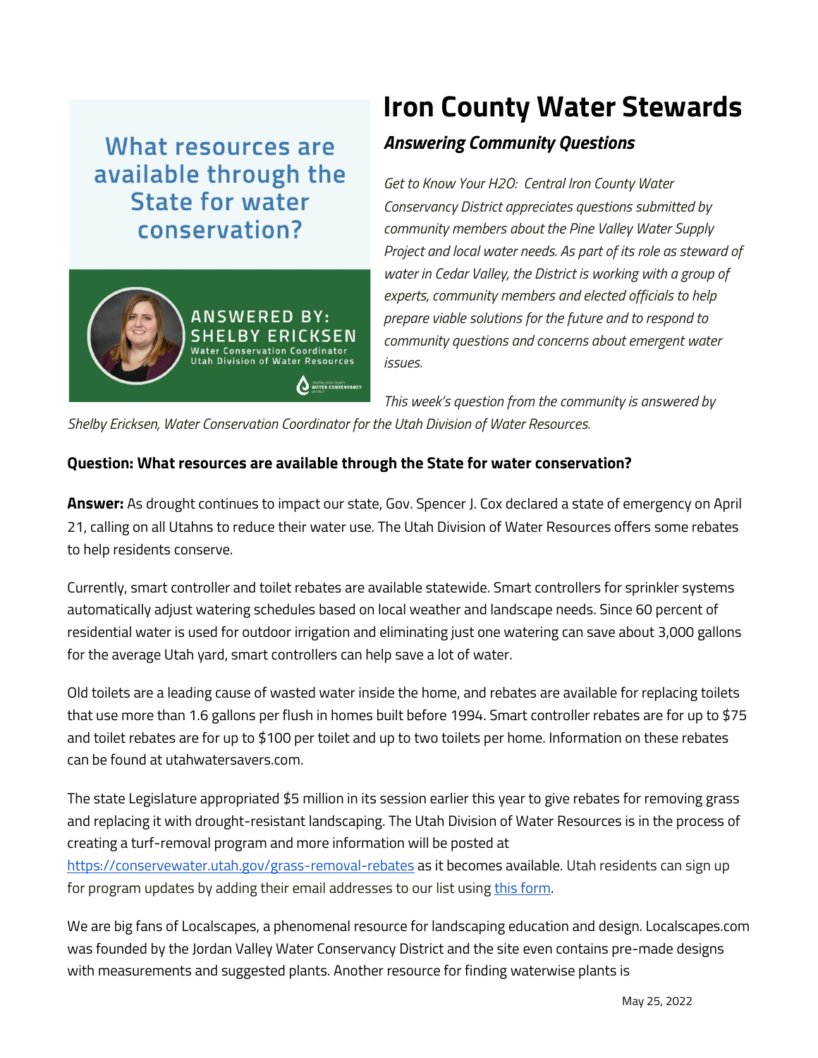# Iron County Water Stewards

### *Answering Community Questions*

What resources are available through the State for water conservation?

ANSWERED BY: SHELBY ERICKSEN
Water Conservation Coordinator
Utah Division of Water Resources

*Get to Know Your H2O: Central Iron County Water Conservancy District appreciates questions submitted by community members about the Pine Valley Water Supply Project and local water needs. As part of its role as steward of water in Cedar Valley, the District is working with a group of experts, community members and elected officials to help prepare viable solutions for the future and to respond to community questions and concerns about emergent water issues.*

*This week's question from the community is answered by Shelby Ericksen, Water Conservation Coordinator for the Utah Division of Water Resources.*

**Question: What resources are available through the State for water conservation?**

**Answer:** As drought continues to impact our state, Gov. Spencer J. Cox declared a state of emergency on April 21, calling on all Utahns to reduce their water use. The Utah Division of Water Resources offers some rebates to help residents conserve.

Currently, smart controller and toilet rebates are available statewide. Smart controllers for sprinkler systems automatically adjust watering schedules based on local weather and landscape needs. Since 60 percent of residential water is used for outdoor irrigation and eliminating just one watering can save about 3,000 gallons for the average Utah yard, smart controllers can help save a lot of water.

Old toilets are a leading cause of wasted water inside the home, and rebates are available for replacing toilets that use more than 1.6 gallons per flush in homes built before 1994. Smart controller rebates are for up to $75 and toilet rebates are for up to $100 per toilet and up to two toilets per home. Information on these rebates can be found at utahwatersavers.com.

The state Legislature appropriated $5 million in its session earlier this year to give rebates for removing grass and replacing it with drought-resistant landscaping. The Utah Division of Water Resources is in the process of creating a turf-removal program and more information will be posted at https://conservewater.utah.gov/grass-removal-rebates as it becomes available. Utah residents can sign up for program updates by adding their email addresses to our list using this form.

We are big fans of Localscapes, a phenomenal resource for landscaping education and design. Localscapes.com was founded by the Jordan Valley Water Conservancy District and the site even contains pre-made designs with measurements and suggested plants. Another resource for finding waterwise plants is

May 25, 2022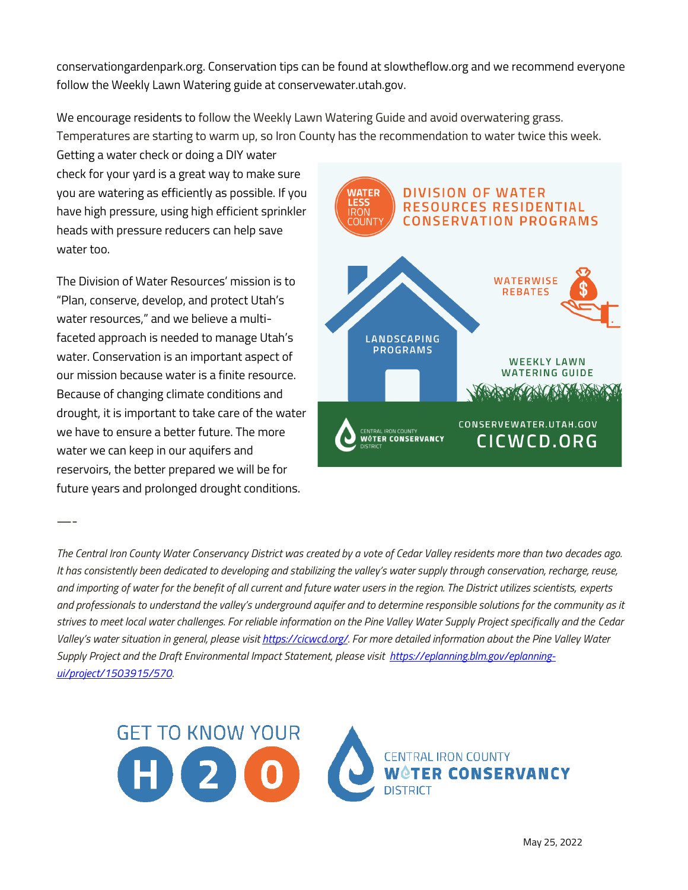conservationgardenpark.org. Conservation tips can be found at slowtheflow.org and we recommend everyone follow the Weekly Lawn Watering guide at conservewater.utah.gov.

We encourage residents to follow the Weekly Lawn Watering Guide and avoid overwatering grass. Temperatures are starting to warm up, so Iron County has the recommendation to water twice this week. Getting a water check or doing a DIY water check for your yard is a great way to make sure you are watering as efficiently as possible. If you have high pressure, using high efficient sprinkler heads with pressure reducers can help save water too.

The Division of Water Resources' mission is to "Plan, conserve, develop, and protect Utah's water resources," and we believe a multi-faceted approach is needed to manage Utah's water. Conservation is an important aspect of our mission because water is a finite resource. Because of changing climate conditions and drought, it is important to take care of the water we have to ensure a better future. The more water we can keep in our aquifers and reservoirs, the better prepared we will be for future years and prolonged drought conditions.

WATER LESS IRON COUNTY

DIVISION OF WATER RESOURCES RESIDENTIAL CONSERVATION PROGRAMS

LANDSCAPING PROGRAMS

WATERWISE REBATES

WEEKLY LAWN WATERING GUIDE

CENTRAL IRON COUNTY WATER CONSERVANCY DISTRICT

CONSERVEWATER.UTAH.GOV

CICWCD.ORG

---

*The Central Iron County Water Conservancy District was created by a vote of Cedar Valley residents more than two decades ago. It has consistently been dedicated to developing and stabilizing the valley's water supply through conservation, recharge, reuse, and importing of water for the benefit of all current and future water users in the region. The District utilizes scientists, experts and professionals to understand the valley's underground aquifer and to determine responsible solutions for the community as it strives to meet local water challenges. For reliable information on the Pine Valley Water Supply Project specifically and the Cedar Valley's water situation in general, please visit https://cicwcd.org/. For more detailed information about the Pine Valley Water Supply Project and the Draft Environmental Impact Statement, please visit https://eplanning.blm.gov/eplanning-ui/project/1503915/570.*

GET TO KNOW YOUR H 2 O

CENTRAL IRON COUNTY WATER CONSERVANCY DISTRICT

May 25, 2022